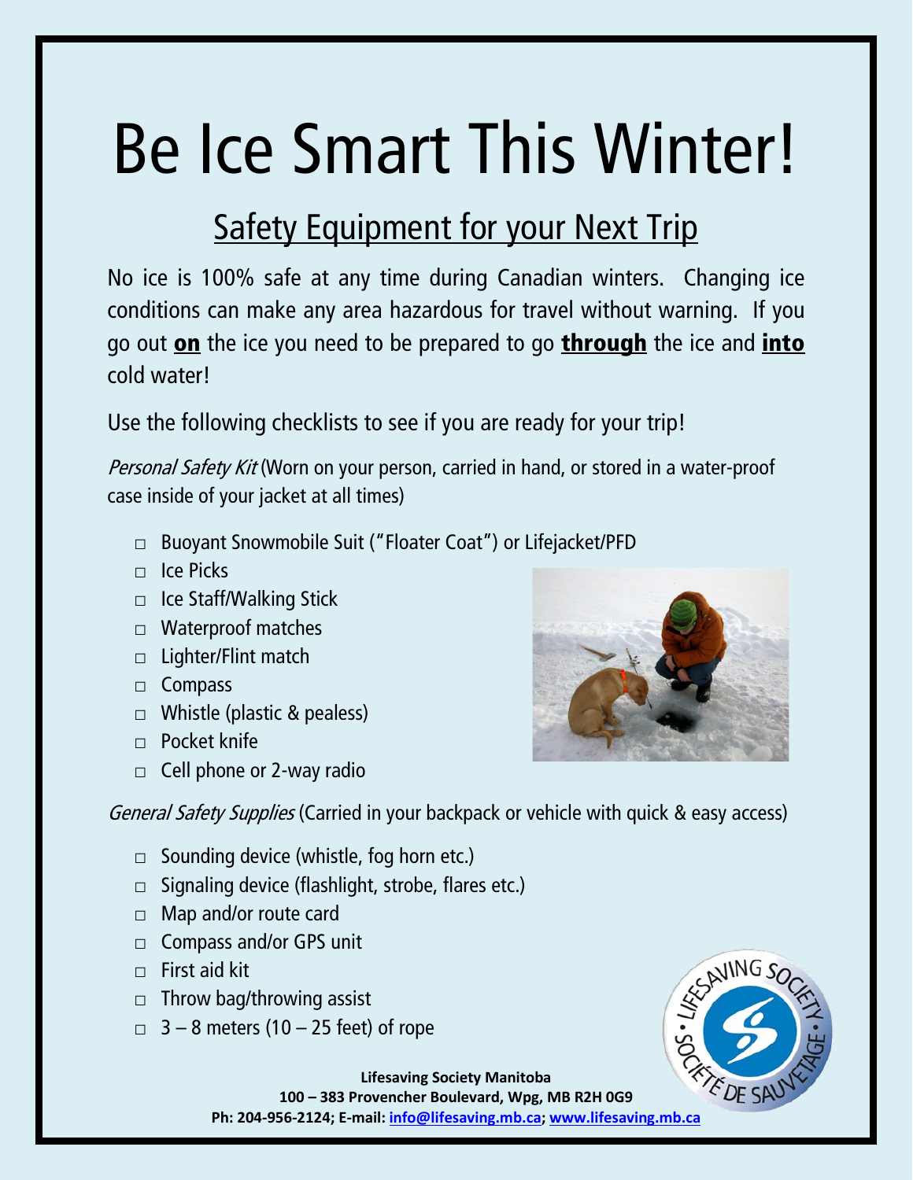# Be Ice Smart This Winter!

## Safety Equipment for your Next Trip

No ice is 100% safe at any time during Canadian winters. Changing ice conditions can make any area hazardous for travel without warning. If you go out **on** the ice you need to be prepared to go **through** the ice and **into** cold water!

Use the following checklists to see if you are ready for your trip!

*Personal Safety Kit* (Worn on your person, carried in hand, or stored in a water-proof case inside of your jacket at all times)

- □ Buoyant Snowmobile Suit ("Floater Coat") or Lifejacket/PFD
- □ Ice Picks
- □ Ice Staff/Walking Stick
- □ Waterproof matches
- □ Lighter/Flint match
- □ Compass
- □ Whistle (plastic & pealess)
- □ Pocket knife
- □ Cell phone or 2-way radio

*General Safety Supplies* (Carried in your backpack or vehicle with quick & easy access)

- □ Sounding device (whistle, fog horn etc.)
- □ Signaling device (flashlight, strobe, flares etc.)
- □ Map and/or route card
- □ Compass and/or GPS unit
- □ First aid kit
- □ Throw bag/throwing assist
- □ 3 – 8 meters (10 – 25 feet) of rope

**Lifesaving Society Manitoba**
**100 – 383 Provencher Boulevard, Wpg, MB R2H 0G9**
**Ph: 204-956-2124; E-mail: info@lifesaving.mb.ca; www.lifesaving.mb.ca**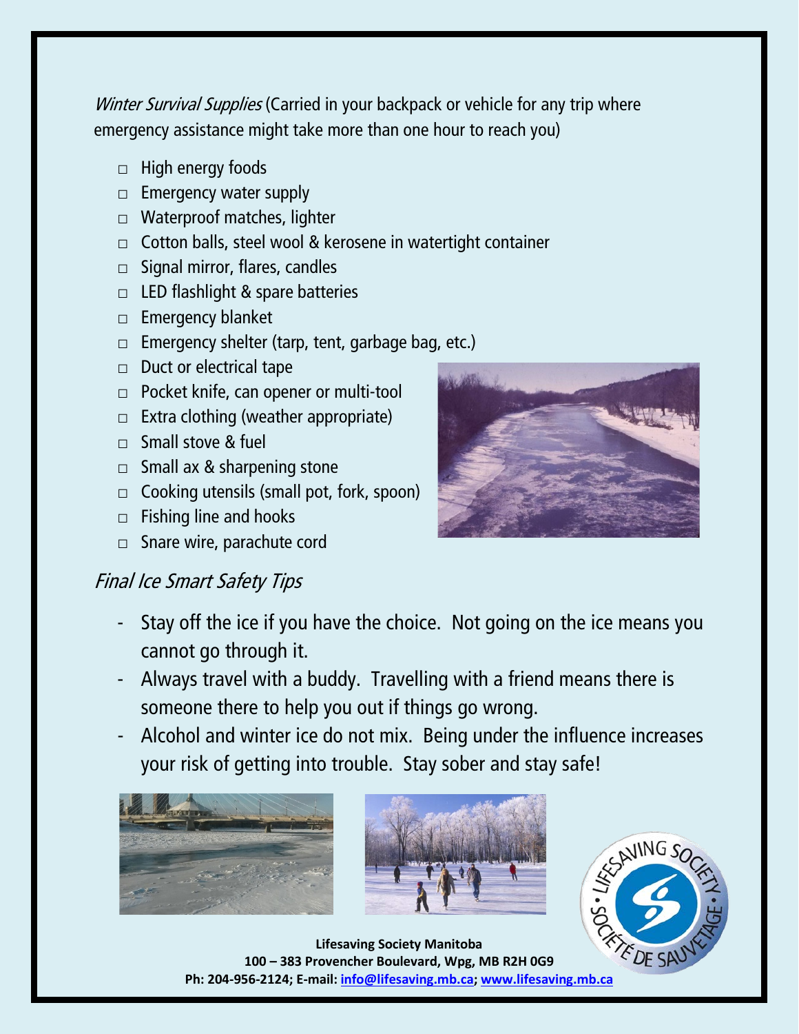*Winter Survival Supplies* (Carried in your backpack or vehicle for any trip where emergency assistance might take more than one hour to reach you)

- □ High energy foods
- □ Emergency water supply
- □ Waterproof matches, lighter
- □ Cotton balls, steel wool & kerosene in watertight container
- □ Signal mirror, flares, candles
- □ LED flashlight & spare batteries
- □ Emergency blanket
- □ Emergency shelter (tarp, tent, garbage bag, etc.)
- □ Duct or electrical tape
- □ Pocket knife, can opener or multi-tool
- □ Extra clothing (weather appropriate)
- □ Small stove & fuel
- □ Small ax & sharpening stone
- □ Cooking utensils (small pot, fork, spoon)
- □ Fishing line and hooks
- □ Snare wire, parachute cord

## *Final Ice Smart Safety Tips*

- Stay off the ice if you have the choice. Not going on the ice means you cannot go through it.
- Always travel with a buddy. Travelling with a friend means there is someone there to help you out if things go wrong.
- Alcohol and winter ice do not mix. Being under the influence increases your risk of getting into trouble. Stay sober and stay safe!

**Lifesaving Society Manitoba**
**100 – 383 Provencher Boulevard, Wpg, MB R2H 0G9**
**Ph: 204-956-2124; E-mail: info@lifesaving.mb.ca; www.lifesaving.mb.ca**